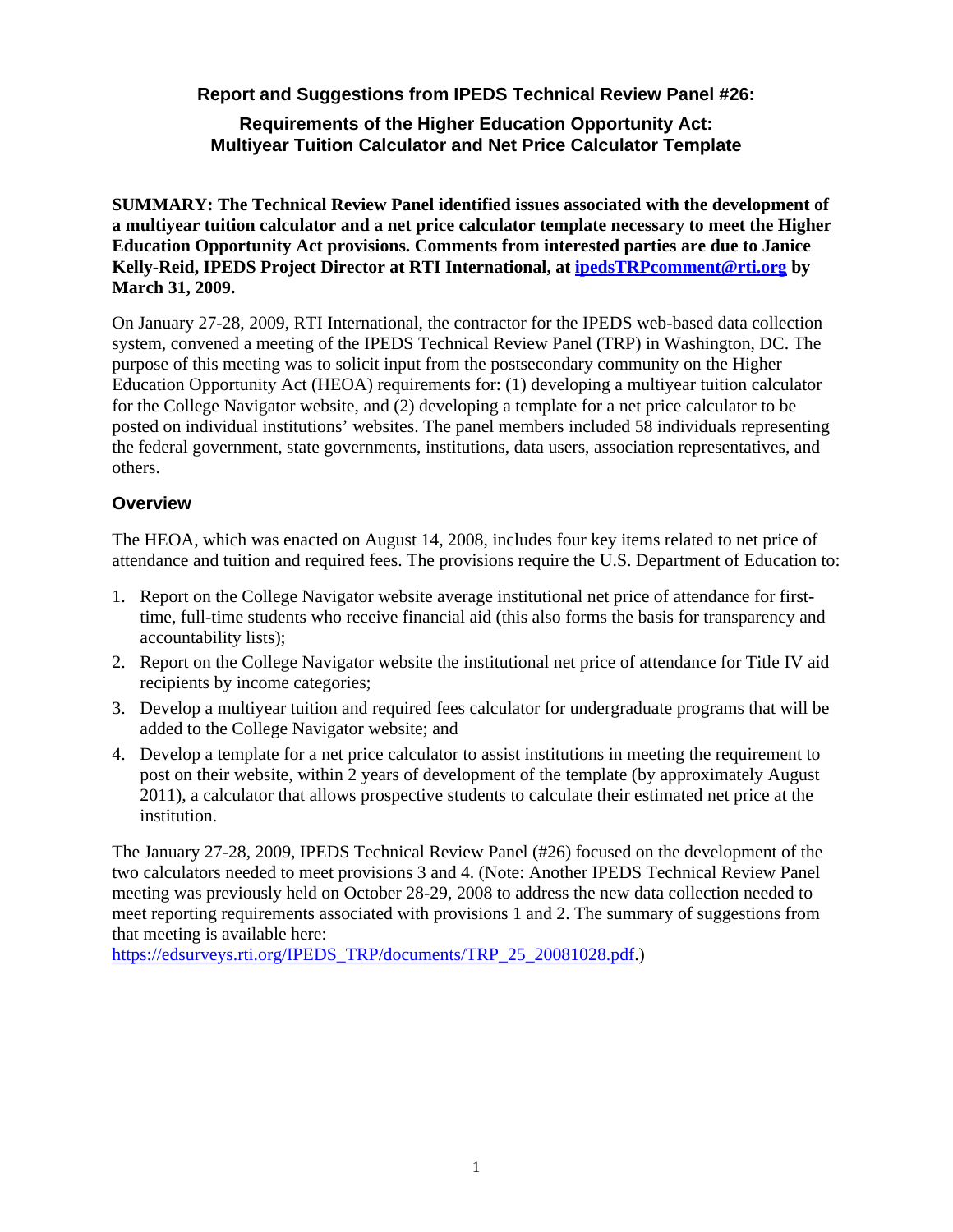# Report and Suggestions from IPEDS Technical Review Panel #26:

## Requirements of the Higher Education Opportunity Act: Multiyear Tuition Calculator and Net Price Calculator Template

**SUMMARY: The Technical Review Panel identified issues associated with the development of a multiyear tuition calculator and a net price calculator template necessary to meet the Higher Education Opportunity Act provisions. Comments from interested parties are due to Janice Kelly-Reid, IPEDS Project Director at RTI International, at [ipedsTRPcomment@rti.org](mailto:ipedsTRPcomment@rti.org) by March 31, 2009.**

On January 27-28, 2009, RTI International, the contractor for the IPEDS web-based data collection system, convened a meeting of the IPEDS Technical Review Panel (TRP) in Washington, DC. The purpose of this meeting was to solicit input from the postsecondary community on the Higher Education Opportunity Act (HEOA) requirements for: (1) developing a multiyear tuition calculator for the College Navigator website, and (2) developing a template for a net price calculator to be posted on individual institutions' websites. The panel members included 58 individuals representing the federal government, state governments, institutions, data users, association representatives, and others.

### Overview

The HEOA, which was enacted on August 14, 2008, includes four key items related to net price of attendance and tuition and required fees. The provisions require the U.S. Department of Education to:

1. Report on the College Navigator website average institutional net price of attendance for first-time, full-time students who receive financial aid (this also forms the basis for transparency and accountability lists);
2. Report on the College Navigator website the institutional net price of attendance for Title IV aid recipients by income categories;
3. Develop a multiyear tuition and required fees calculator for undergraduate programs that will be added to the College Navigator website; and
4. Develop a template for a net price calculator to assist institutions in meeting the requirement to post on their website, within 2 years of development of the template (by approximately August 2011), a calculator that allows prospective students to calculate their estimated net price at the institution.

The January 27-28, 2009, IPEDS Technical Review Panel (#26) focused on the development of the two calculators needed to meet provisions 3 and 4. (Note: Another IPEDS Technical Review Panel meeting was previously held on October 28-29, 2008 to address the new data collection needed to meet reporting requirements associated with provisions 1 and 2. The summary of suggestions from that meeting is available here: [https://edsurveys.rti.org/IPEDS_TRP/documents/TRP_25_20081028.pdf](https://edsurveys.rti.org/IPEDS_TRP/documents/TRP_25_20081028.pdf).)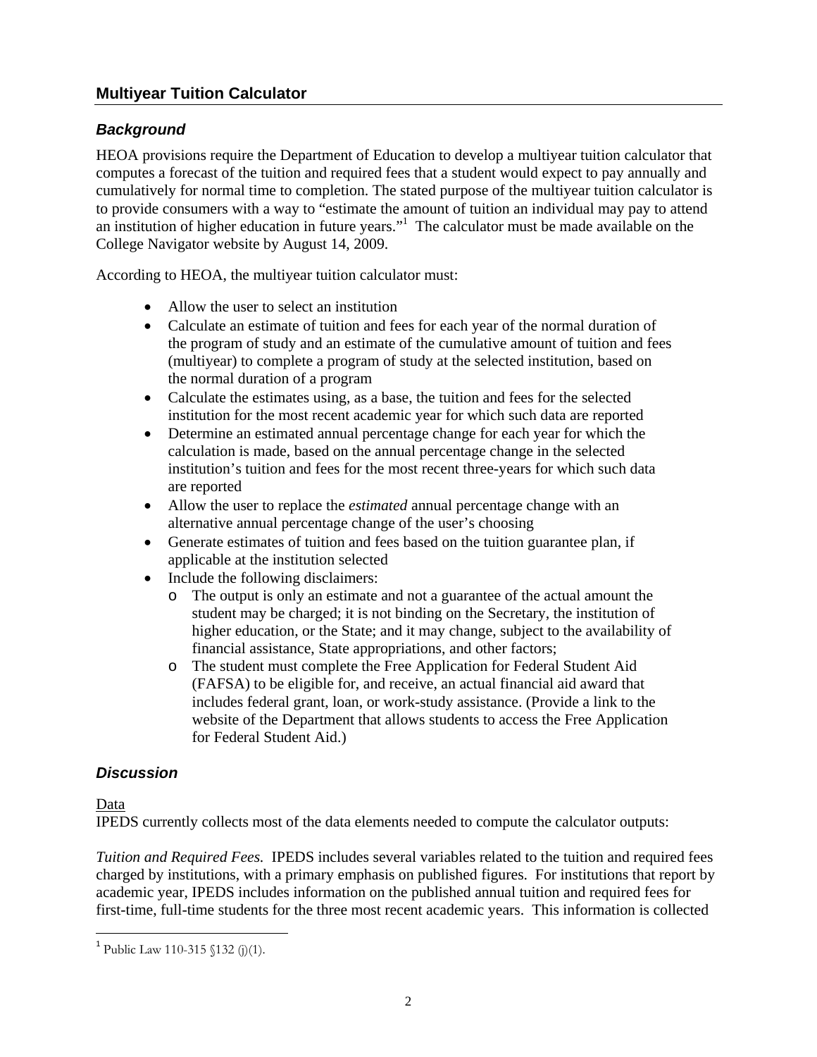## Multiyear Tuition Calculator

### *Background*

HEOA provisions require the Department of Education to develop a multiyear tuition calculator that computes a forecast of the tuition and required fees that a student would expect to pay annually and cumulatively for normal time to completion. The stated purpose of the multiyear tuition calculator is to provide consumers with a way to "estimate the amount of tuition an individual may pay to attend an institution of higher education in future years."[1] The calculator must be made available on the College Navigator website by August 14, 2009.

According to HEOA, the multiyear tuition calculator must:

- Allow the user to select an institution
- Calculate an estimate of tuition and fees for each year of the normal duration of the program of study and an estimate of the cumulative amount of tuition and fees (multiyear) to complete a program of study at the selected institution, based on the normal duration of a program
- Calculate the estimates using, as a base, the tuition and fees for the selected institution for the most recent academic year for which such data are reported
- Determine an estimated annual percentage change for each year for which the calculation is made, based on the annual percentage change in the selected institution's tuition and fees for the most recent three-years for which such data are reported
- Allow the user to replace the *estimated* annual percentage change with an alternative annual percentage change of the user's choosing
- Generate estimates of tuition and fees based on the tuition guarantee plan, if applicable at the institution selected
- Include the following disclaimers:
  - The output is only an estimate and not a guarantee of the actual amount the student may be charged; it is not binding on the Secretary, the institution of higher education, or the State; and it may change, subject to the availability of financial assistance, State appropriations, and other factors;
  - The student must complete the Free Application for Federal Student Aid (FAFSA) to be eligible for, and receive, an actual financial aid award that includes federal grant, loan, or work-study assistance. (Provide a link to the website of the Department that allows students to access the Free Application for Federal Student Aid.)

### *Discussion*

Data

IPEDS currently collects most of the data elements needed to compute the calculator outputs:

*Tuition and Required Fees.* IPEDS includes several variables related to the tuition and required fees charged by institutions, with a primary emphasis on published figures. For institutions that report by academic year, IPEDS includes information on the published annual tuition and required fees for first-time, full-time students for the three most recent academic years. This information is collected

---

[1] Public Law 110-315 §132 (j)(1).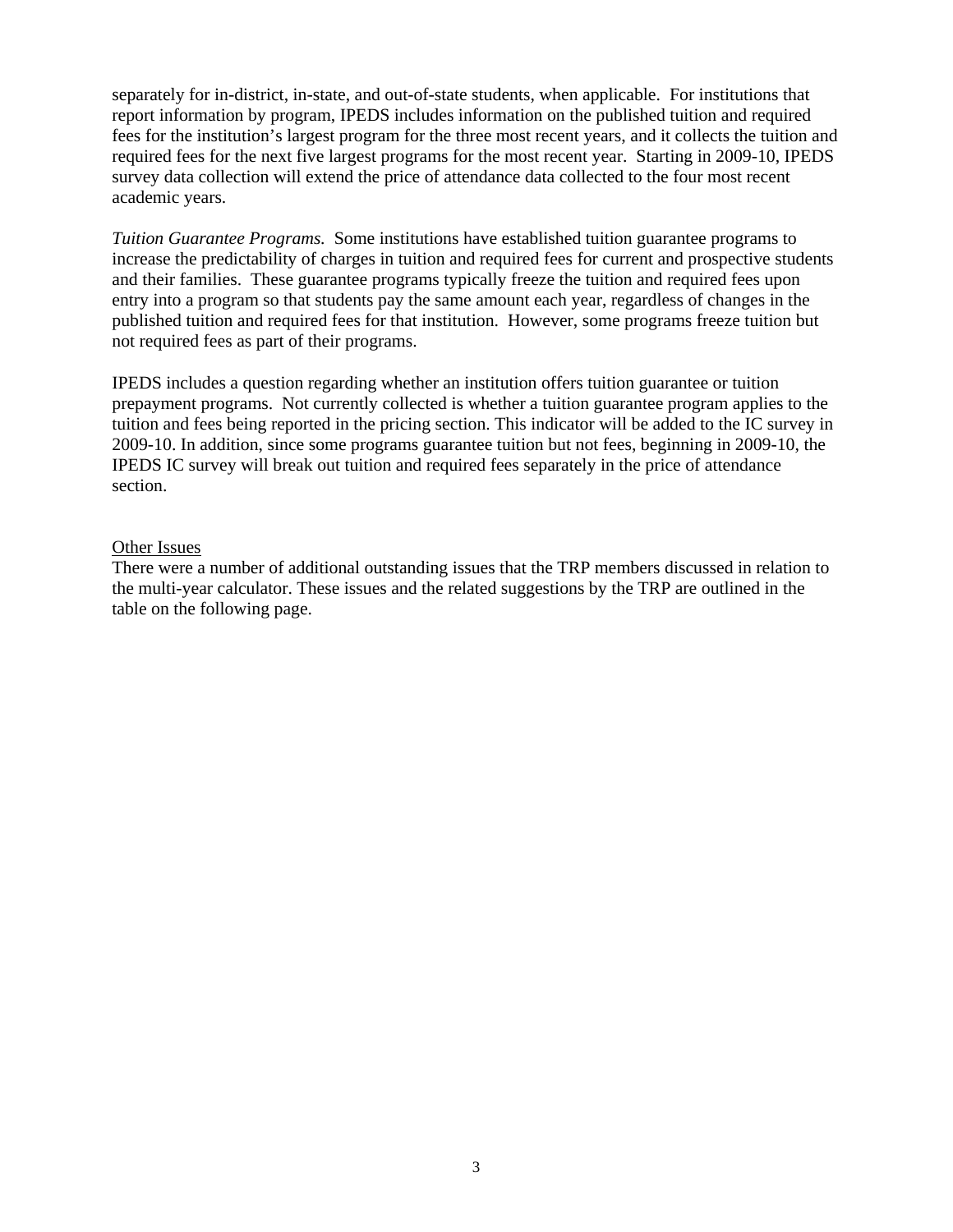separately for in-district, in-state, and out-of-state students, when applicable. For institutions that report information by program, IPEDS includes information on the published tuition and required fees for the institution's largest program for the three most recent years, and it collects the tuition and required fees for the next five largest programs for the most recent year. Starting in 2009-10, IPEDS survey data collection will extend the price of attendance data collected to the four most recent academic years.

*Tuition Guarantee Programs.* Some institutions have established tuition guarantee programs to increase the predictability of charges in tuition and required fees for current and prospective students and their families. These guarantee programs typically freeze the tuition and required fees upon entry into a program so that students pay the same amount each year, regardless of changes in the published tuition and required fees for that institution. However, some programs freeze tuition but not required fees as part of their programs.

IPEDS includes a question regarding whether an institution offers tuition guarantee or tuition prepayment programs. Not currently collected is whether a tuition guarantee program applies to the tuition and fees being reported in the pricing section. This indicator will be added to the IC survey in 2009-10. In addition, since some programs guarantee tuition but not fees, beginning in 2009-10, the IPEDS IC survey will break out tuition and required fees separately in the price of attendance section.

Other Issues

There were a number of additional outstanding issues that the TRP members discussed in relation to the multi-year calculator. These issues and the related suggestions by the TRP are outlined in the table on the following page.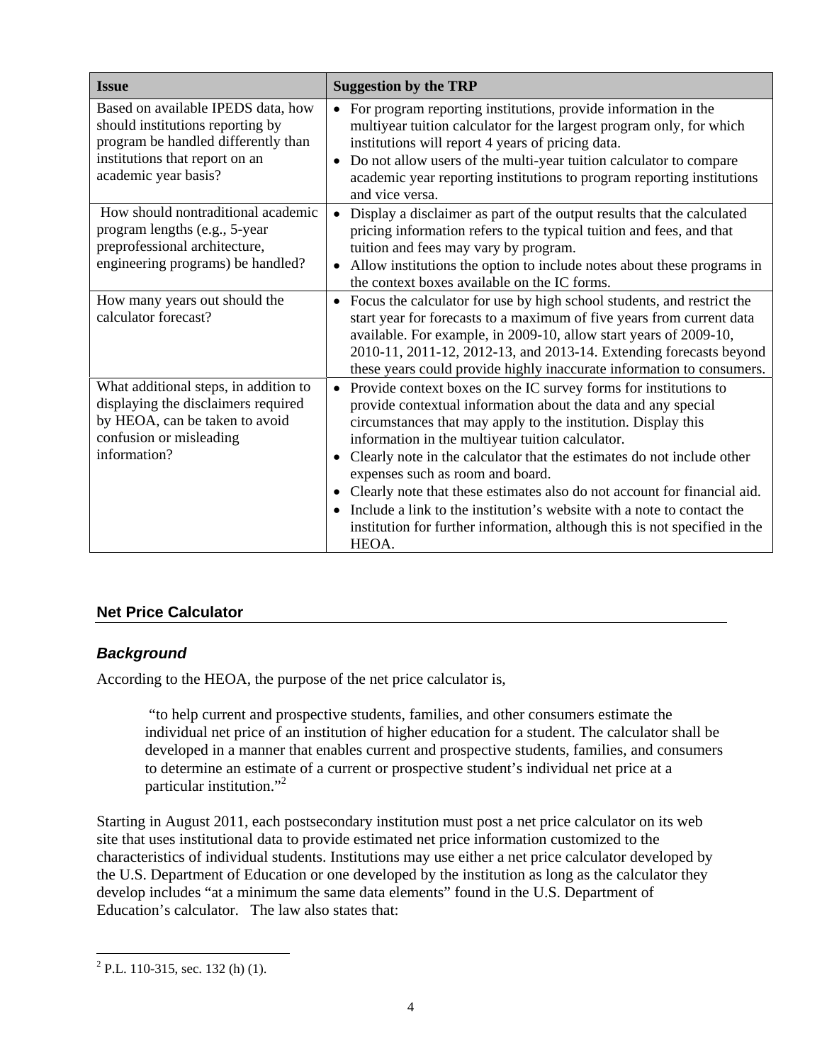| Issue | Suggestion by the TRP |
|---|---|
| Based on available IPEDS data, how should institutions reporting by program be handled differently than institutions that report on an academic year basis? | • For program reporting institutions, provide information in the multiyear tuition calculator for the largest program only, for which institutions will report 4 years of pricing data.<br>• Do not allow users of the multi-year tuition calculator to compare academic year reporting institutions to program reporting institutions and vice versa. |
| How should nontraditional academic program lengths (e.g., 5-year preprofessional architecture, engineering programs) be handled? | • Display a disclaimer as part of the output results that the calculated pricing information refers to the typical tuition and fees, and that tuition and fees may vary by program.<br>• Allow institutions the option to include notes about these programs in the context boxes available on the IC forms. |
| How many years out should the calculator forecast? | • Focus the calculator for use by high school students, and restrict the start year for forecasts to a maximum of five years from current data available. For example, in 2009-10, allow start years of 2009-10, 2010-11, 2011-12, 2012-13, and 2013-14. Extending forecasts beyond these years could provide highly inaccurate information to consumers. |
| What additional steps, in addition to displaying the disclaimers required by HEOA, can be taken to avoid confusion or misleading information? | • Provide context boxes on the IC survey forms for institutions to provide contextual information about the data and any special circumstances that may apply to the institution. Display this information in the multiyear tuition calculator.<br>• Clearly note in the calculator that the estimates do not include other expenses such as room and board.<br>• Clearly note that these estimates also do not account for financial aid.<br>• Include a link to the institution's website with a note to contact the institution for further information, although this is not specified in the HEOA. |

## Net Price Calculator

### *Background*

According to the HEOA, the purpose of the net price calculator is,

> "to help current and prospective students, families, and other consumers estimate the individual net price of an institution of higher education for a student. The calculator shall be developed in a manner that enables current and prospective students, families, and consumers to determine an estimate of a current or prospective student's individual net price at a particular institution."[2]

Starting in August 2011, each postsecondary institution must post a net price calculator on its web site that uses institutional data to provide estimated net price information customized to the characteristics of individual students. Institutions may use either a net price calculator developed by the U.S. Department of Education or one developed by the institution as long as the calculator they develop includes "at a minimum the same data elements" found in the U.S. Department of Education's calculator. The law also states that:

[2] P.L. 110-315, sec. 132 (h) (1).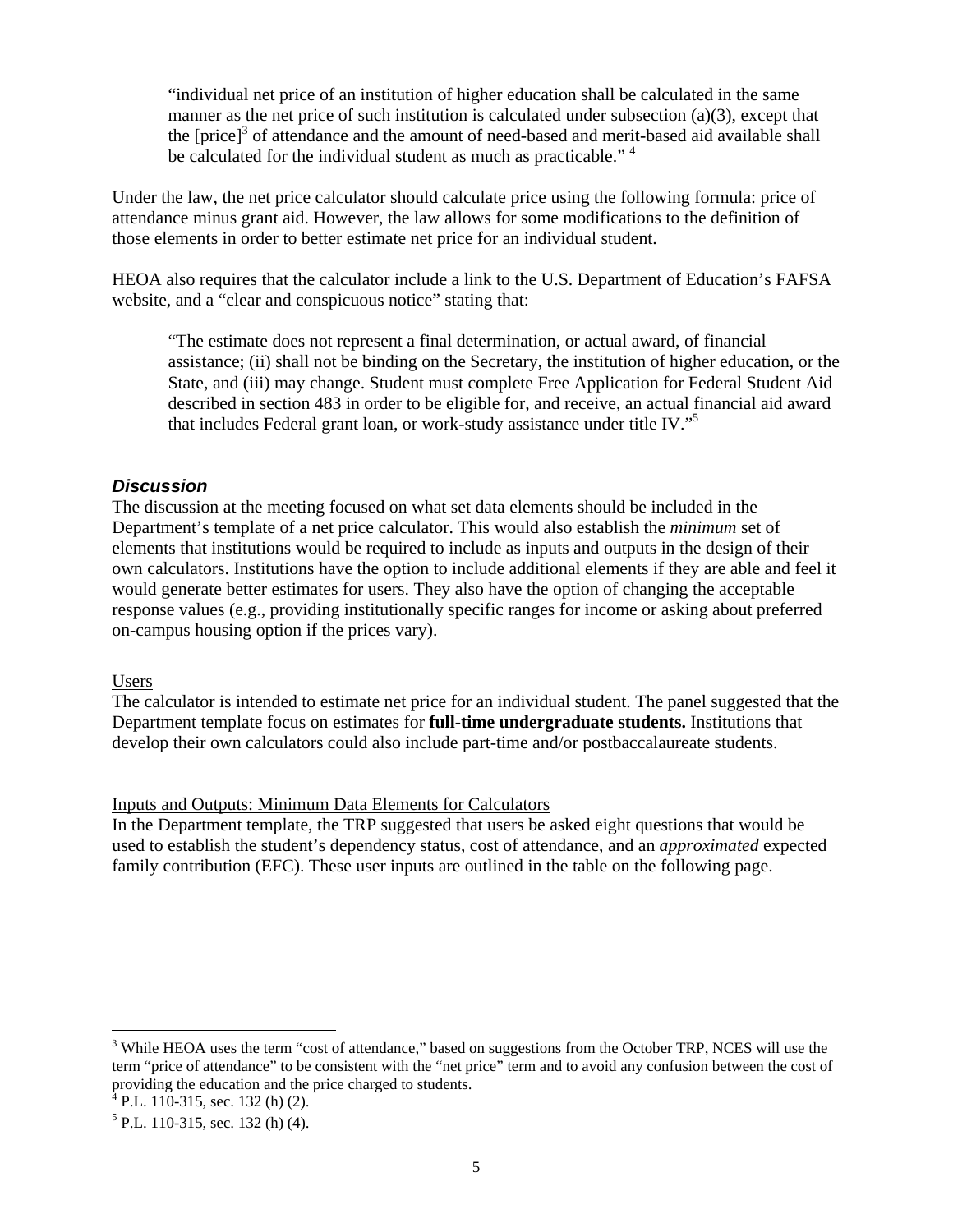> "individual net price of an institution of higher education shall be calculated in the same manner as the net price of such institution is calculated under subsection (a)(3), except that the [price][3] of attendance and the amount of need-based and merit-based aid available shall be calculated for the individual student as much as practicable." [4]

Under the law, the net price calculator should calculate price using the following formula: price of attendance minus grant aid. However, the law allows for some modifications to the definition of those elements in order to better estimate net price for an individual student.

HEOA also requires that the calculator include a link to the U.S. Department of Education's FAFSA website, and a "clear and conspicuous notice" stating that:

> "The estimate does not represent a final determination, or actual award, of financial assistance; (ii) shall not be binding on the Secretary, the institution of higher education, or the State, and (iii) may change. Student must complete Free Application for Federal Student Aid described in section 483 in order to be eligible for, and receive, an actual financial aid award that includes Federal grant loan, or work-study assistance under title IV."[5]

### *Discussion*

The discussion at the meeting focused on what set data elements should be included in the Department's template of a net price calculator. This would also establish the *minimum* set of elements that institutions would be required to include as inputs and outputs in the design of their own calculators. Institutions have the option to include additional elements if they are able and feel it would generate better estimates for users. They also have the option of changing the acceptable response values (e.g., providing institutionally specific ranges for income or asking about preferred on-campus housing option if the prices vary).

<u>Users</u>

The calculator is intended to estimate net price for an individual student. The panel suggested that the Department template focus on estimates for **full-time undergraduate students.** Institutions that develop their own calculators could also include part-time and/or postbaccalaureate students.

<u>Inputs and Outputs: Minimum Data Elements for Calculators</u>

In the Department template, the TRP suggested that users be asked eight questions that would be used to establish the student's dependency status, cost of attendance, and an *approximated* expected family contribution (EFC). These user inputs are outlined in the table on the following page.

---

[3] While HEOA uses the term "cost of attendance," based on suggestions from the October TRP, NCES will use the term "price of attendance" to be consistent with the "net price" term and to avoid any confusion between the cost of providing the education and the price charged to students.

[4] P.L. 110-315, sec. 132 (h) (2).

[5] P.L. 110-315, sec. 132 (h) (4).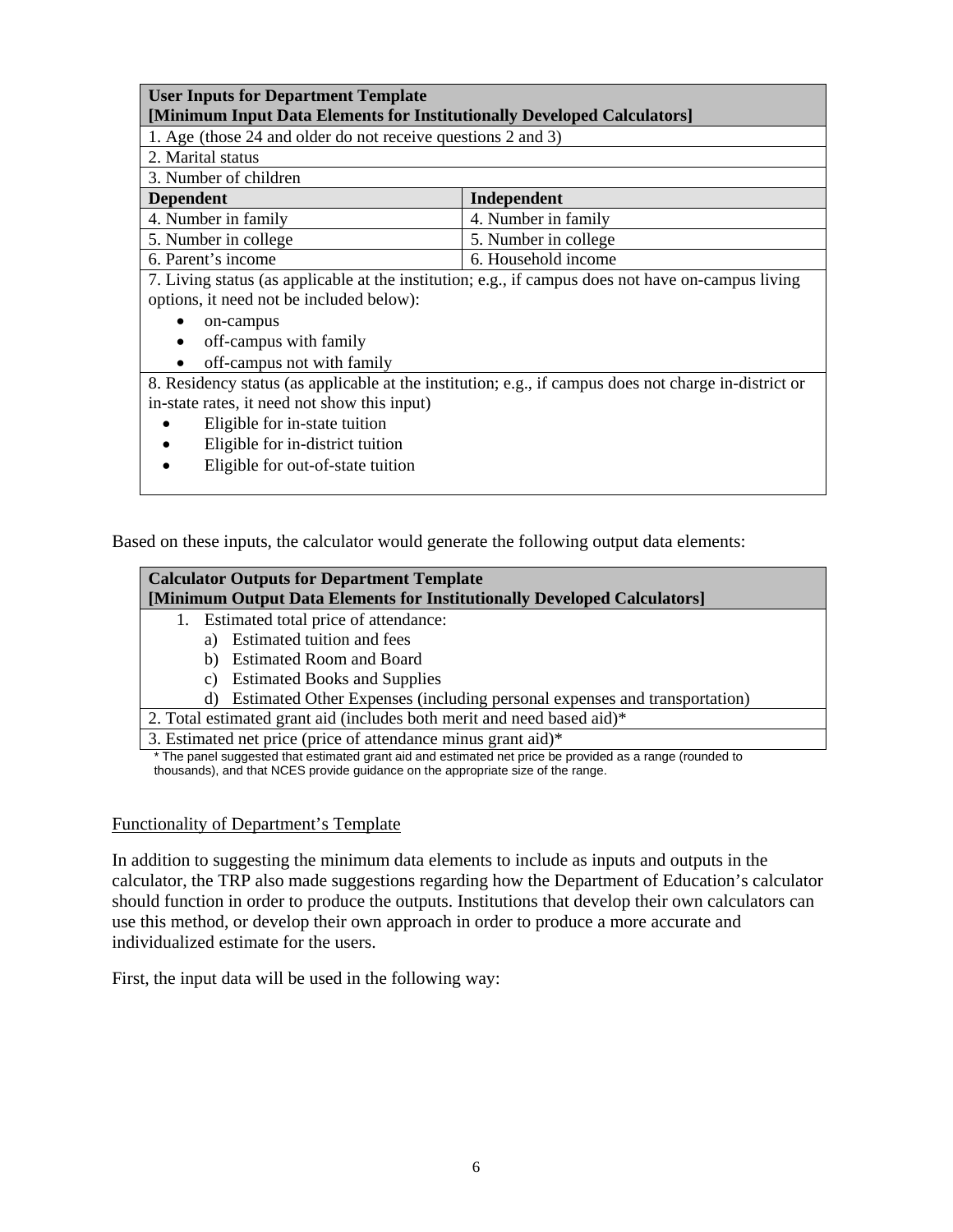| User Inputs for Department Template<br>[Minimum Input Data Elements for Institutionally Developed Calculators] | |
|---|---|
| 1. Age (those 24 and older do not receive questions 2 and 3) | |
| 2. Marital status | |
| 3. Number of children | |
| **Dependent** | **Independent** |
| 4. Number in family | 4. Number in family |
| 5. Number in college | 5. Number in college |
| 6. Parent's income | 6. Household income |
| 7. Living status (as applicable at the institution; e.g., if campus does not have on-campus living options, it need not be included below):<br>• on-campus<br>• off-campus with family<br>• off-campus not with family | |
| 8. Residency status (as applicable at the institution; e.g., if campus does not charge in-district or in-state rates, it need not show this input)<br>• Eligible for in-state tuition<br>• Eligible for in-district tuition<br>• Eligible for out-of-state tuition | |

Based on these inputs, the calculator would generate the following output data elements:

| Calculator Outputs for Department Template<br>[Minimum Output Data Elements for Institutionally Developed Calculators] |
|---|
| 1. Estimated total price of attendance:<br>a) Estimated tuition and fees<br>b) Estimated Room and Board<br>c) Estimated Books and Supplies<br>d) Estimated Other Expenses (including personal expenses and transportation) |
| 2. Total estimated grant aid (includes both merit and need based aid)* |
| 3. Estimated net price (price of attendance minus grant aid)* |

* The panel suggested that estimated grant aid and estimated net price be provided as a range (rounded to thousands), and that NCES provide guidance on the appropriate size of the range.

Functionality of Department's Template

In addition to suggesting the minimum data elements to include as inputs and outputs in the calculator, the TRP also made suggestions regarding how the Department of Education's calculator should function in order to produce the outputs. Institutions that develop their own calculators can use this method, or develop their own approach in order to produce a more accurate and individualized estimate for the users.

First, the input data will be used in the following way: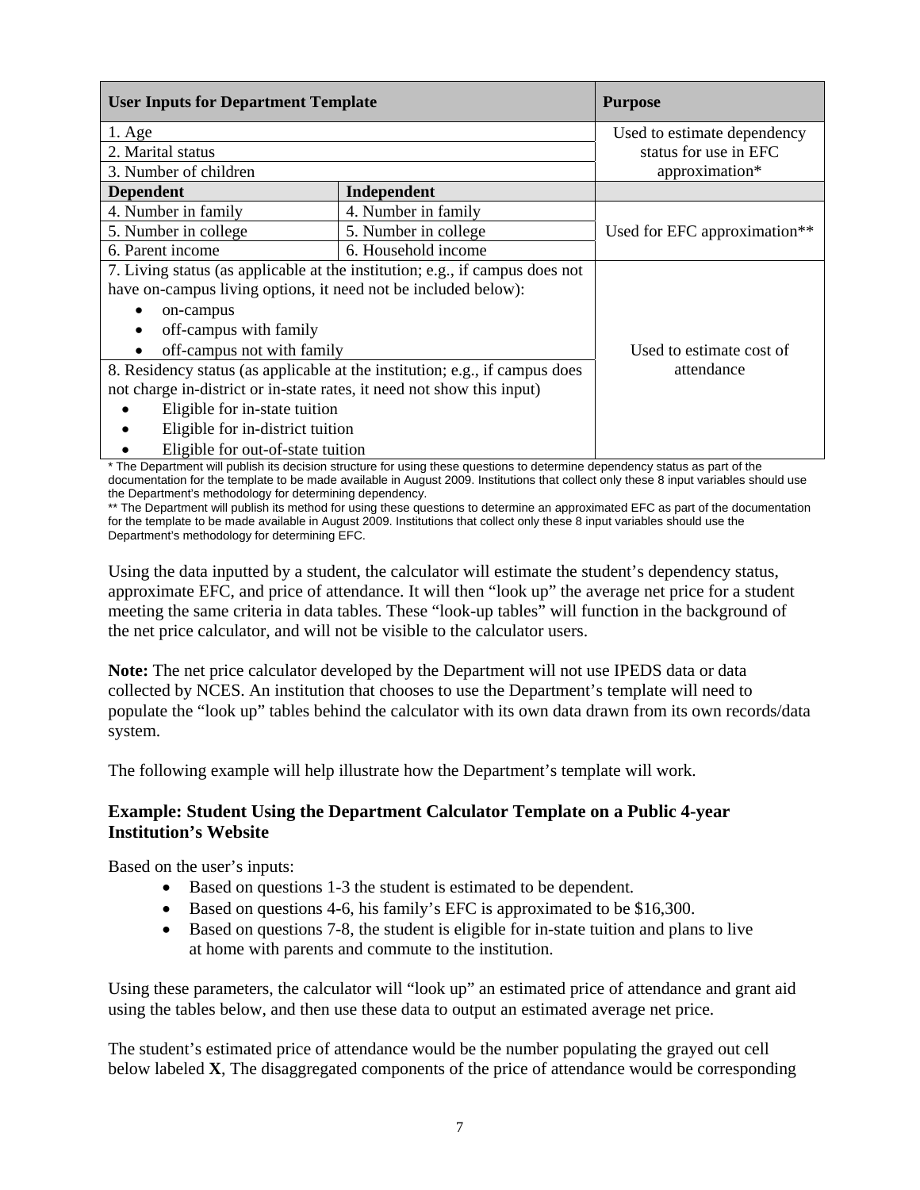| User Inputs for Department Template | | Purpose |
|---|---|---|
| 1. Age | | Used to estimate dependency status for use in EFC approximation* |
| 2. Marital status | | |
| 3. Number of children | | |
| **Dependent** | **Independent** | |
| 4. Number in family | 4. Number in family | Used for EFC approximation** |
| 5. Number in college | 5. Number in college | |
| 6. Parent income | 6. Household income | |
| 7. Living status (as applicable at the institution; e.g., if campus does not have on-campus living options, it need not be included below): • on-campus • off-campus with family • off-campus not with family | | Used to estimate cost of attendance |
| 8. Residency status (as applicable at the institution; e.g., if campus does not charge in-district or in-state rates, it need not show this input) • Eligible for in-state tuition • Eligible for in-district tuition • Eligible for out-of-state tuition | | |

\* The Department will publish its decision structure for using these questions to determine dependency status as part of the documentation for the template to be made available in August 2009. Institutions that collect only these 8 input variables should use the Department's methodology for determining dependency.

** The Department will publish its method for using these questions to determine an approximated EFC as part of the documentation for the template to be made available in August 2009. Institutions that collect only these 8 input variables should use the Department's methodology for determining EFC.

Using the data inputted by a student, the calculator will estimate the student's dependency status, approximate EFC, and price of attendance. It will then "look up" the average net price for a student meeting the same criteria in data tables. These "look-up tables" will function in the background of the net price calculator, and will not be visible to the calculator users.

**Note:** The net price calculator developed by the Department will not use IPEDS data or data collected by NCES. An institution that chooses to use the Department's template will need to populate the "look up" tables behind the calculator with its own data drawn from its own records/data system.

The following example will help illustrate how the Department's template will work.

### Example: Student Using the Department Calculator Template on a Public 4-year Institution's Website

Based on the user's inputs:

- Based on questions 1-3 the student is estimated to be dependent.
- Based on questions 4-6, his family's EFC is approximated to be $16,300.
- Based on questions 7-8, the student is eligible for in-state tuition and plans to live at home with parents and commute to the institution.

Using these parameters, the calculator will "look up" an estimated price of attendance and grant aid using the tables below, and then use these data to output an estimated average net price.

The student's estimated price of attendance would be the number populating the grayed out cell below labeled **X**, The disaggregated components of the price of attendance would be corresponding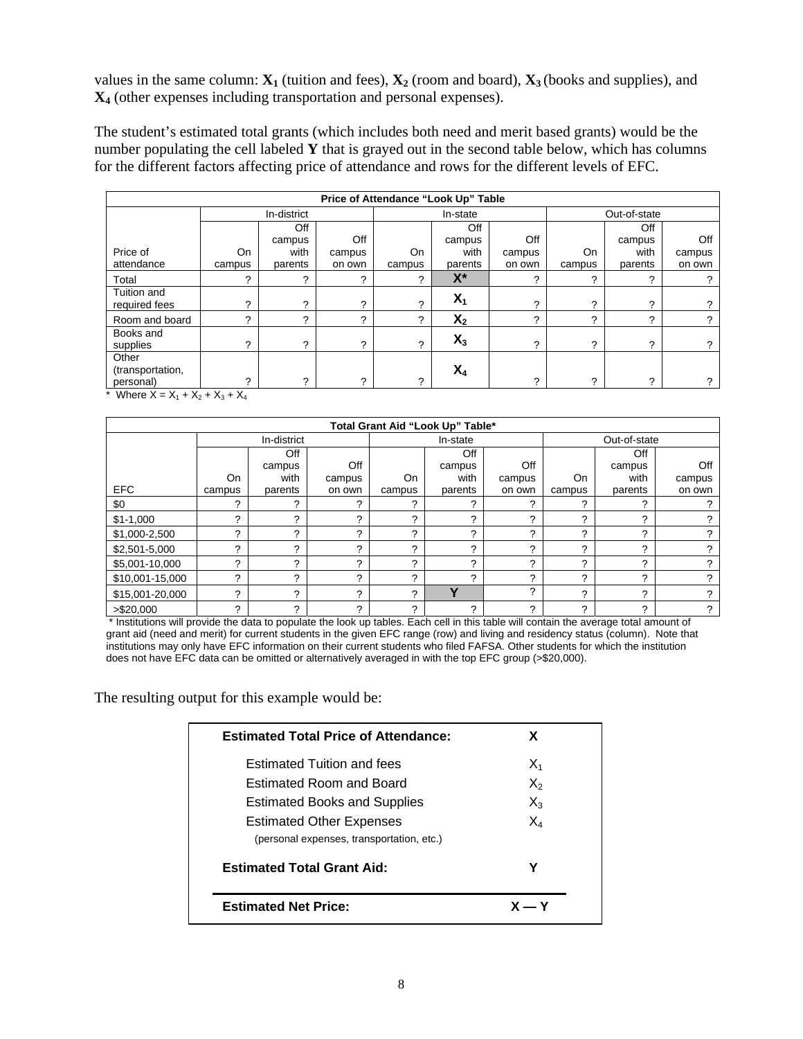values in the same column: $\mathbf{X_1}$ (tuition and fees), $\mathbf{X_2}$ (room and board), $\mathbf{X_3}$ (books and supplies), and $\mathbf{X_4}$ (other expenses including transportation and personal expenses).

The student's estimated total grants (which includes both need and merit based grants) would be the number populating the cell labeled **Y** that is grayed out in the second table below, which has columns for the different factors affecting price of attendance and rows for the different levels of EFC.

| Price of Attendance "Look Up" Table | | | | | | | | | |
|---|---|---|---|---|---|---|---|---|---|
| | In-district | | | In-state | | | Out-of-state | | |
| Price of attendance | On campus | Off campus with parents | Off campus on own | On campus | Off campus with parents | Off campus on own | On campus | Off campus with parents | Off campus on own |
| Total | ? | ? | ? | ? | **X*** | ? | ? | ? | ? |
| Tuition and required fees | ? | ? | ? | ? | $X_1$ | ? | ? | ? | ? |
| Room and board | ? | ? | ? | ? | $X_2$ | ? | ? | ? | ? |
| Books and supplies | ? | ? | ? | ? | $X_3$ | ? | ? | ? | ? |
| Other (transportation, personal) | ? | ? | ? | ? | $X_4$ | ? | ? | ? | ? |

\* Where $X = X_1 + X_2 + X_3 + X_4$

| Total Grant Aid "Look Up" Table* | | | | | | | | | |
|---|---|---|---|---|---|---|---|---|---|
| | In-district | | | In-state | | | Out-of-state | | |
| EFC | On campus | Off campus with parents | Off campus on own | On campus | Off campus with parents | Off campus on own | On campus | Off campus with parents | Off campus on own |
| $0 | ? | ? | ? | ? | ? | ? | ? | ? | ? |
| $1-1,000 | ? | ? | ? | ? | ? | ? | ? | ? | ? |
| $1,000-2,500 | ? | ? | ? | ? | ? | ? | ? | ? | ? |
| $2,501-5,000 | ? | ? | ? | ? | ? | ? | ? | ? | ? |
| $5,001-10,000 | ? | ? | ? | ? | ? | ? | ? | ? | ? |
| $10,001-15,000 | ? | ? | ? | ? | ? | ? | ? | ? | ? |
| $15,001-20,000 | ? | ? | ? | ? | **Y** | ? | ? | ? | ? |
| >$20,000 | ? | ? | ? | ? | ? | ? | ? | ? | ? |

\* Institutions will provide the data to populate the look up tables. Each cell in this table will contain the average total amount of grant aid (need and merit) for current students in the given EFC range (row) and living and residency status (column). Note that institutions may only have EFC information on their current students who filed FAFSA. Other students for which the institution does not have EFC data can be omitted or alternatively averaged in with the top EFC group (>$20,000).

The resulting output for this example would be:

| | |
|---|---|
| **Estimated Total Price of Attendance:** | **X** |
| Estimated Tuition and fees | $X_1$ |
| Estimated Room and Board | $X_2$ |
| Estimated Books and Supplies | $X_3$ |
| Estimated Other Expenses (personal expenses, transportation, etc.) | $X_4$ |
| **Estimated Total Grant Aid:** | **Y** |
| **Estimated Net Price:** | **X — Y** |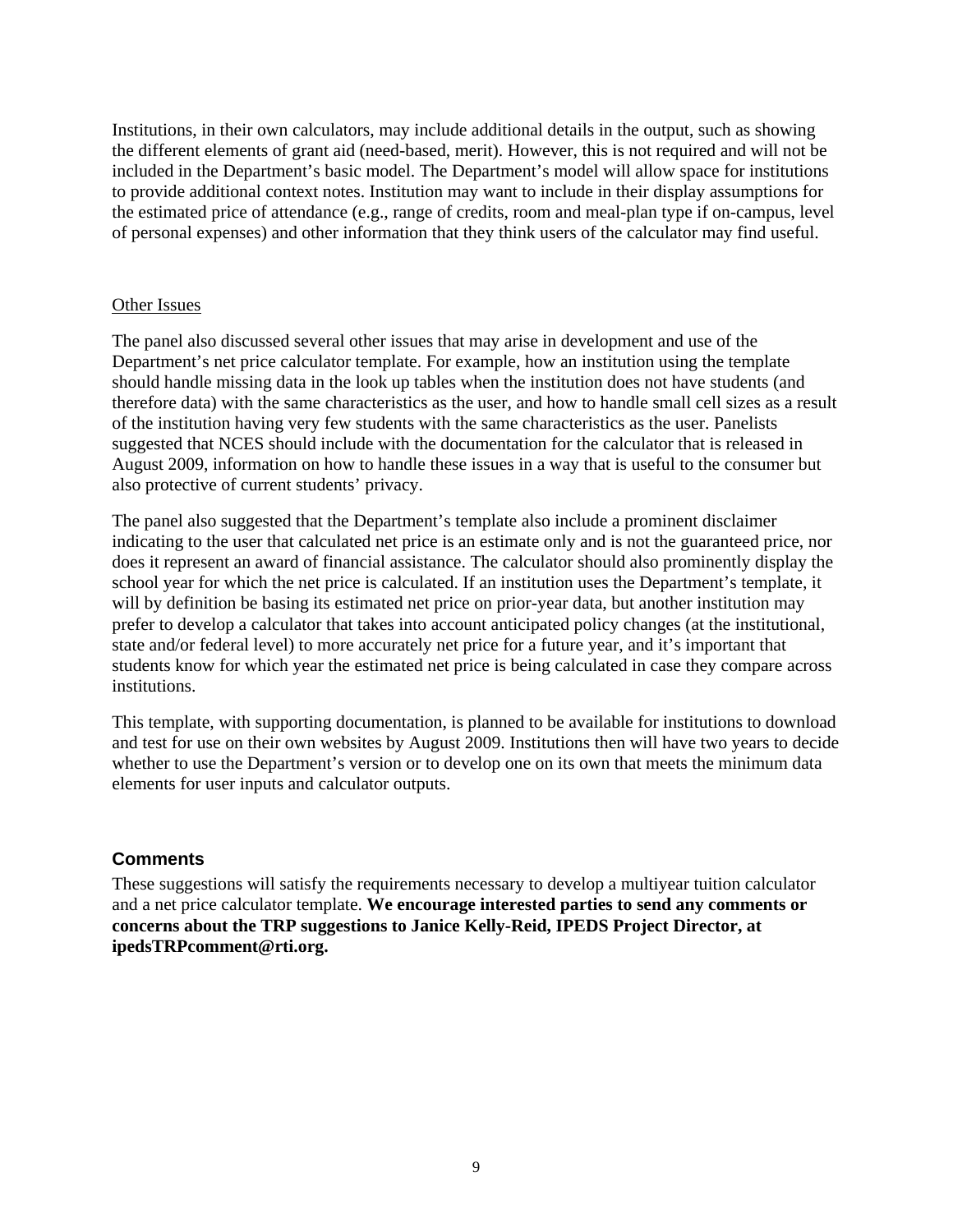Institutions, in their own calculators, may include additional details in the output, such as showing the different elements of grant aid (need-based, merit). However, this is not required and will not be included in the Department's basic model. The Department's model will allow space for institutions to provide additional context notes. Institution may want to include in their display assumptions for the estimated price of attendance (e.g., range of credits, room and meal-plan type if on-campus, level of personal expenses) and other information that they think users of the calculator may find useful.

<u>Other Issues</u>

The panel also discussed several other issues that may arise in development and use of the Department's net price calculator template. For example, how an institution using the template should handle missing data in the look up tables when the institution does not have students (and therefore data) with the same characteristics as the user, and how to handle small cell sizes as a result of the institution having very few students with the same characteristics as the user. Panelists suggested that NCES should include with the documentation for the calculator that is released in August 2009, information on how to handle these issues in a way that is useful to the consumer but also protective of current students' privacy.

The panel also suggested that the Department's template also include a prominent disclaimer indicating to the user that calculated net price is an estimate only and is not the guaranteed price, nor does it represent an award of financial assistance. The calculator should also prominently display the school year for which the net price is calculated. If an institution uses the Department's template, it will by definition be basing its estimated net price on prior-year data, but another institution may prefer to develop a calculator that takes into account anticipated policy changes (at the institutional, state and/or federal level) to more accurately net price for a future year, and it's important that students know for which year the estimated net price is being calculated in case they compare across institutions.

This template, with supporting documentation, is planned to be available for institutions to download and test for use on their own websites by August 2009. Institutions then will have two years to decide whether to use the Department's version or to develop one on its own that meets the minimum data elements for user inputs and calculator outputs.

## Comments

These suggestions will satisfy the requirements necessary to develop a multiyear tuition calculator and a net price calculator template. **We encourage interested parties to send any comments or concerns about the TRP suggestions to Janice Kelly-Reid, IPEDS Project Director, at ipedsTRPcomment@rti.org.**